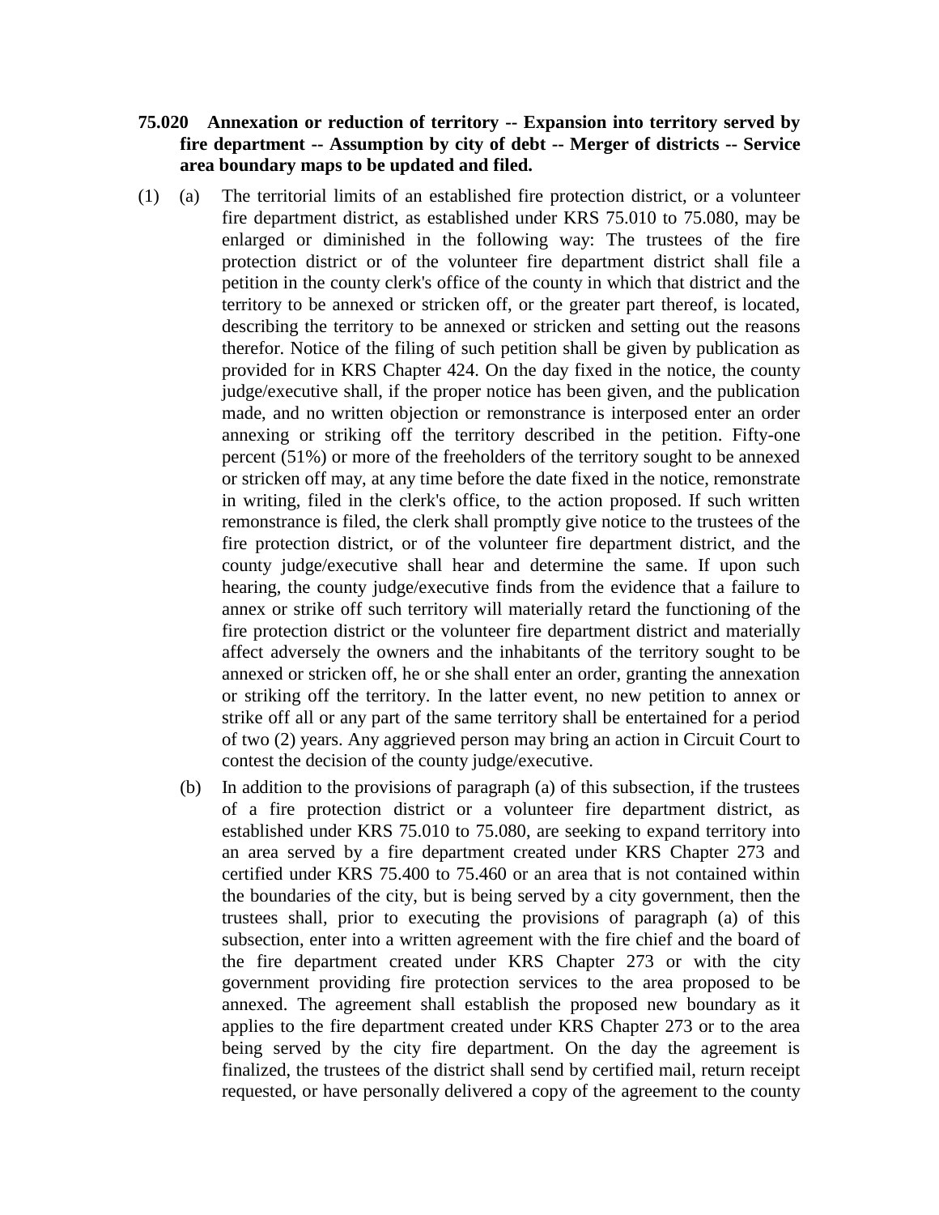**75.020 Annexation or reduction of territory -- Expansion into territory served by fire department -- Assumption by city of debt -- Merger of districts -- Service area boundary maps to be updated and filed.**

(1) (a) The territorial limits of an established fire protection district, or a volunteer fire department district, as established under KRS 75.010 to 75.080, may be enlarged or diminished in the following way: The trustees of the fire protection district or of the volunteer fire department district shall file a petition in the county clerk's office of the county in which that district and the territory to be annexed or stricken off, or the greater part thereof, is located, describing the territory to be annexed or stricken and setting out the reasons therefor. Notice of the filing of such petition shall be given by publication as provided for in KRS Chapter 424. On the day fixed in the notice, the county judge/executive shall, if the proper notice has been given, and the publication made, and no written objection or remonstrance is interposed enter an order annexing or striking off the territory described in the petition. Fifty-one percent (51%) or more of the freeholders of the territory sought to be annexed or stricken off may, at any time before the date fixed in the notice, remonstrate in writing, filed in the clerk's office, to the action proposed. If such written remonstrance is filed, the clerk shall promptly give notice to the trustees of the fire protection district, or of the volunteer fire department district, and the county judge/executive shall hear and determine the same. If upon such hearing, the county judge/executive finds from the evidence that a failure to annex or strike off such territory will materially retard the functioning of the fire protection district or the volunteer fire department district and materially affect adversely the owners and the inhabitants of the territory sought to be annexed or stricken off, he or she shall enter an order, granting the annexation or striking off the territory. In the latter event, no new petition to annex or strike off all or any part of the same territory shall be entertained for a period of two (2) years. Any aggrieved person may bring an action in Circuit Court to contest the decision of the county judge/executive.

(b) In addition to the provisions of paragraph (a) of this subsection, if the trustees of a fire protection district or a volunteer fire department district, as established under KRS 75.010 to 75.080, are seeking to expand territory into an area served by a fire department created under KRS Chapter 273 and certified under KRS 75.400 to 75.460 or an area that is not contained within the boundaries of the city, but is being served by a city government, then the trustees shall, prior to executing the provisions of paragraph (a) of this subsection, enter into a written agreement with the fire chief and the board of the fire department created under KRS Chapter 273 or with the city government providing fire protection services to the area proposed to be annexed. The agreement shall establish the proposed new boundary as it applies to the fire department created under KRS Chapter 273 or to the area being served by the city fire department. On the day the agreement is finalized, the trustees of the district shall send by certified mail, return receipt requested, or have personally delivered a copy of the agreement to the county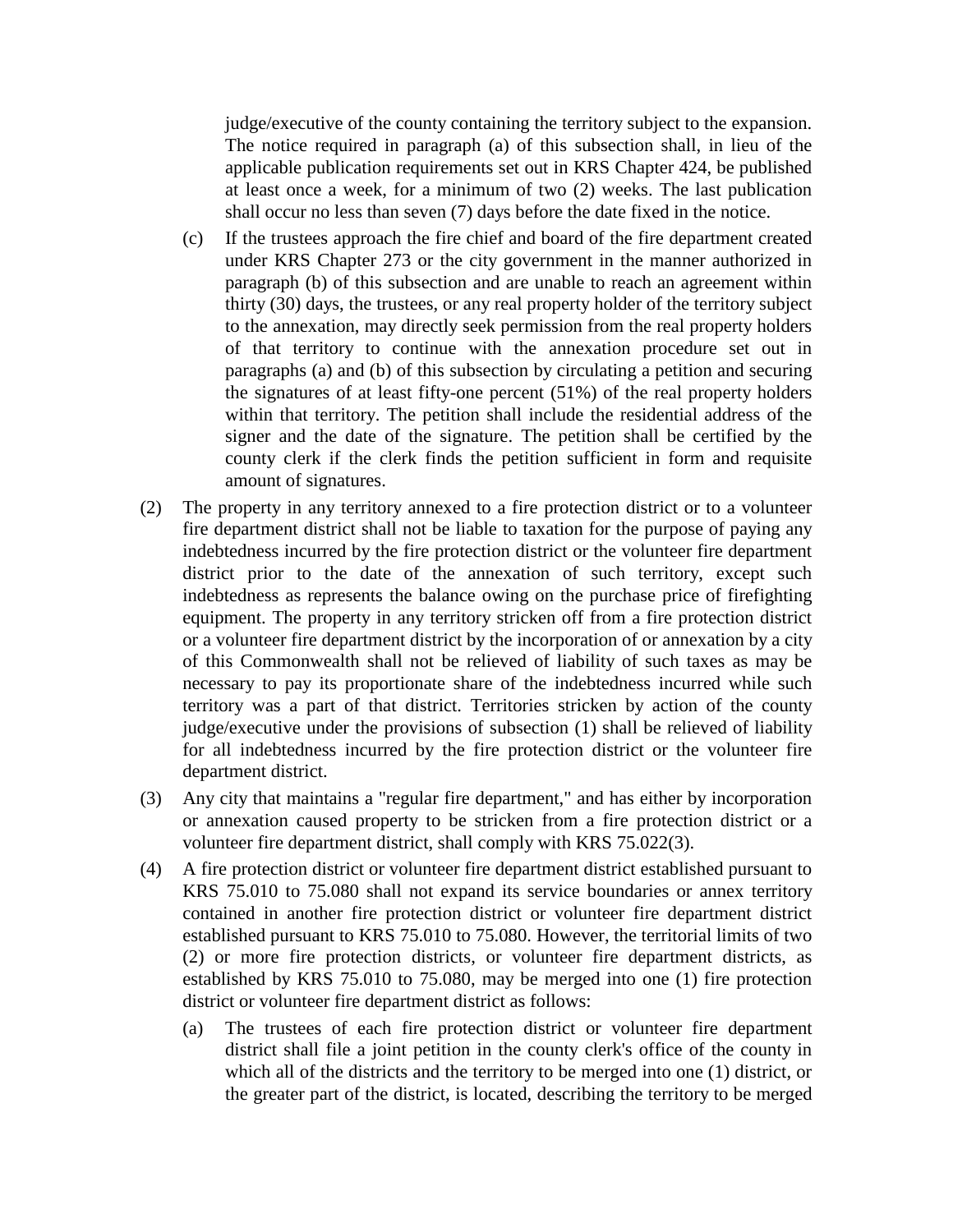judge/executive of the county containing the territory subject to the expansion. The notice required in paragraph (a) of this subsection shall, in lieu of the applicable publication requirements set out in KRS Chapter 424, be published at least once a week, for a minimum of two (2) weeks. The last publication shall occur no less than seven (7) days before the date fixed in the notice.

(c) If the trustees approach the fire chief and board of the fire department created under KRS Chapter 273 or the city government in the manner authorized in paragraph (b) of this subsection and are unable to reach an agreement within thirty (30) days, the trustees, or any real property holder of the territory subject to the annexation, may directly seek permission from the real property holders of that territory to continue with the annexation procedure set out in paragraphs (a) and (b) of this subsection by circulating a petition and securing the signatures of at least fifty-one percent (51%) of the real property holders within that territory. The petition shall include the residential address of the signer and the date of the signature. The petition shall be certified by the county clerk if the clerk finds the petition sufficient in form and requisite amount of signatures.

(2) The property in any territory annexed to a fire protection district or to a volunteer fire department district shall not be liable to taxation for the purpose of paying any indebtedness incurred by the fire protection district or the volunteer fire department district prior to the date of the annexation of such territory, except such indebtedness as represents the balance owing on the purchase price of firefighting equipment. The property in any territory stricken off from a fire protection district or a volunteer fire department district by the incorporation of or annexation by a city of this Commonwealth shall not be relieved of liability of such taxes as may be necessary to pay its proportionate share of the indebtedness incurred while such territory was a part of that district. Territories stricken by action of the county judge/executive under the provisions of subsection (1) shall be relieved of liability for all indebtedness incurred by the fire protection district or the volunteer fire department district.

(3) Any city that maintains a "regular fire department," and has either by incorporation or annexation caused property to be stricken from a fire protection district or a volunteer fire department district, shall comply with KRS 75.022(3).

(4) A fire protection district or volunteer fire department district established pursuant to KRS 75.010 to 75.080 shall not expand its service boundaries or annex territory contained in another fire protection district or volunteer fire department district established pursuant to KRS 75.010 to 75.080. However, the territorial limits of two (2) or more fire protection districts, or volunteer fire department districts, as established by KRS 75.010 to 75.080, may be merged into one (1) fire protection district or volunteer fire department district as follows:

(a) The trustees of each fire protection district or volunteer fire department district shall file a joint petition in the county clerk's office of the county in which all of the districts and the territory to be merged into one (1) district, or the greater part of the district, is located, describing the territory to be merged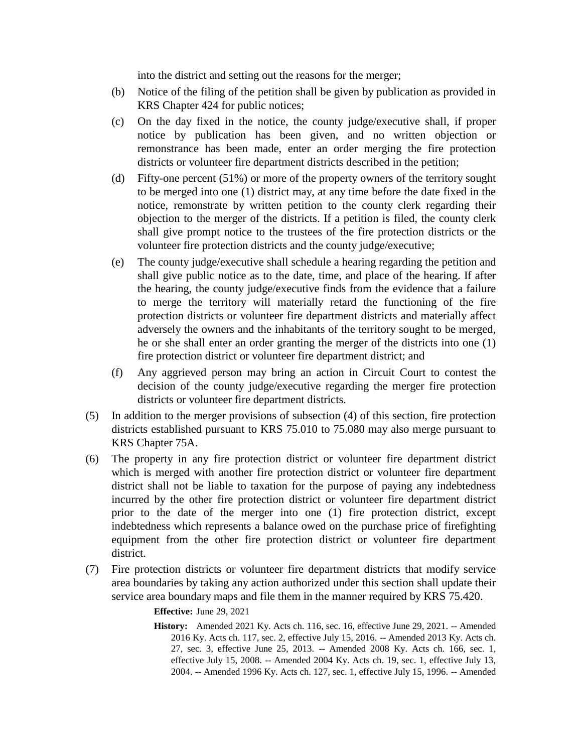into the district and setting out the reasons for the merger;

(b) Notice of the filing of the petition shall be given by publication as provided in KRS Chapter 424 for public notices;

(c) On the day fixed in the notice, the county judge/executive shall, if proper notice by publication has been given, and no written objection or remonstrance has been made, enter an order merging the fire protection districts or volunteer fire department districts described in the petition;

(d) Fifty-one percent (51%) or more of the property owners of the territory sought to be merged into one (1) district may, at any time before the date fixed in the notice, remonstrate by written petition to the county clerk regarding their objection to the merger of the districts. If a petition is filed, the county clerk shall give prompt notice to the trustees of the fire protection districts or the volunteer fire protection districts and the county judge/executive;

(e) The county judge/executive shall schedule a hearing regarding the petition and shall give public notice as to the date, time, and place of the hearing. If after the hearing, the county judge/executive finds from the evidence that a failure to merge the territory will materially retard the functioning of the fire protection districts or volunteer fire department districts and materially affect adversely the owners and the inhabitants of the territory sought to be merged, he or she shall enter an order granting the merger of the districts into one (1) fire protection district or volunteer fire department district; and

(f) Any aggrieved person may bring an action in Circuit Court to contest the decision of the county judge/executive regarding the merger fire protection districts or volunteer fire department districts.

(5) In addition to the merger provisions of subsection (4) of this section, fire protection districts established pursuant to KRS 75.010 to 75.080 may also merge pursuant to KRS Chapter 75A.

(6) The property in any fire protection district or volunteer fire department district which is merged with another fire protection district or volunteer fire department district shall not be liable to taxation for the purpose of paying any indebtedness incurred by the other fire protection district or volunteer fire department district prior to the date of the merger into one (1) fire protection district, except indebtedness which represents a balance owed on the purchase price of firefighting equipment from the other fire protection district or volunteer fire department district.

(7) Fire protection districts or volunteer fire department districts that modify service area boundaries by taking any action authorized under this section shall update their service area boundary maps and file them in the manner required by KRS 75.420.

**Effective:** June 29, 2021

**History:** Amended 2021 Ky. Acts ch. 116, sec. 16, effective June 29, 2021. -- Amended 2016 Ky. Acts ch. 117, sec. 2, effective July 15, 2016. -- Amended 2013 Ky. Acts ch. 27, sec. 3, effective June 25, 2013. -- Amended 2008 Ky. Acts ch. 166, sec. 1, effective July 15, 2008. -- Amended 2004 Ky. Acts ch. 19, sec. 1, effective July 13, 2004. -- Amended 1996 Ky. Acts ch. 127, sec. 1, effective July 15, 1996. -- Amended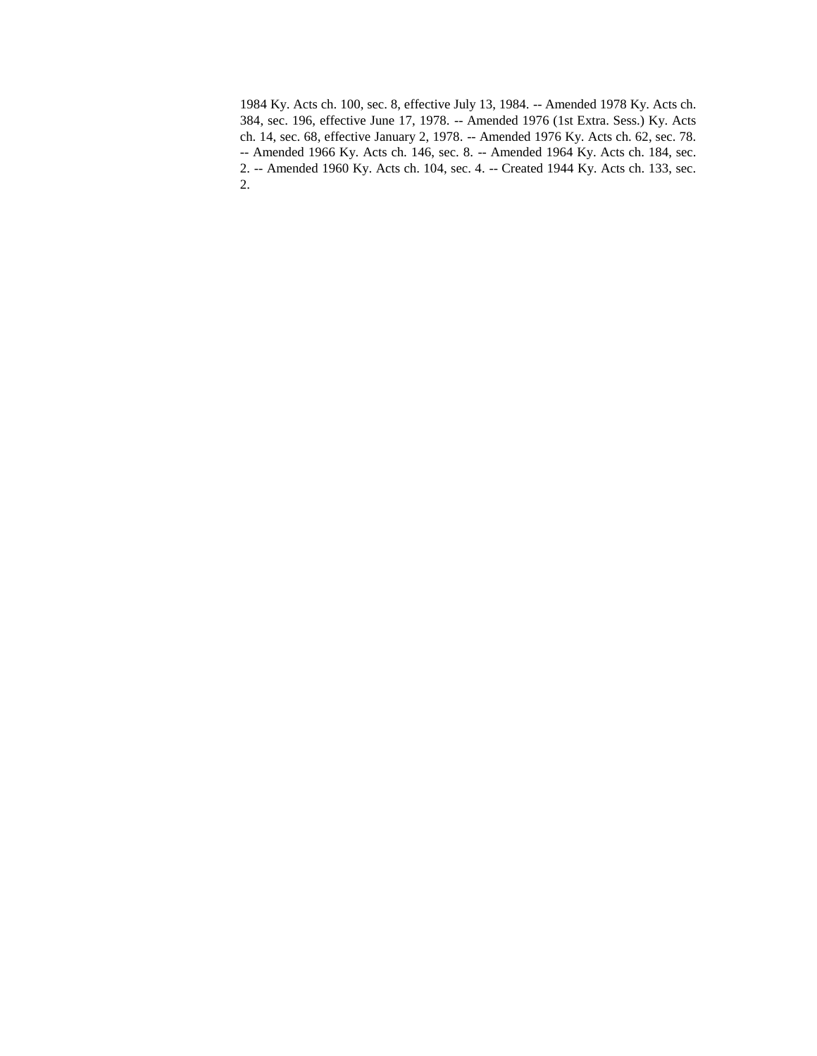1984 Ky. Acts ch. 100, sec. 8, effective July 13, 1984. -- Amended 1978 Ky. Acts ch. 384, sec. 196, effective June 17, 1978. -- Amended 1976 (1st Extra. Sess.) Ky. Acts ch. 14, sec. 68, effective January 2, 1978. -- Amended 1976 Ky. Acts ch. 62, sec. 78. -- Amended 1966 Ky. Acts ch. 146, sec. 8. -- Amended 1964 Ky. Acts ch. 184, sec. 2. -- Amended 1960 Ky. Acts ch. 104, sec. 4. -- Created 1944 Ky. Acts ch. 133, sec. 2.